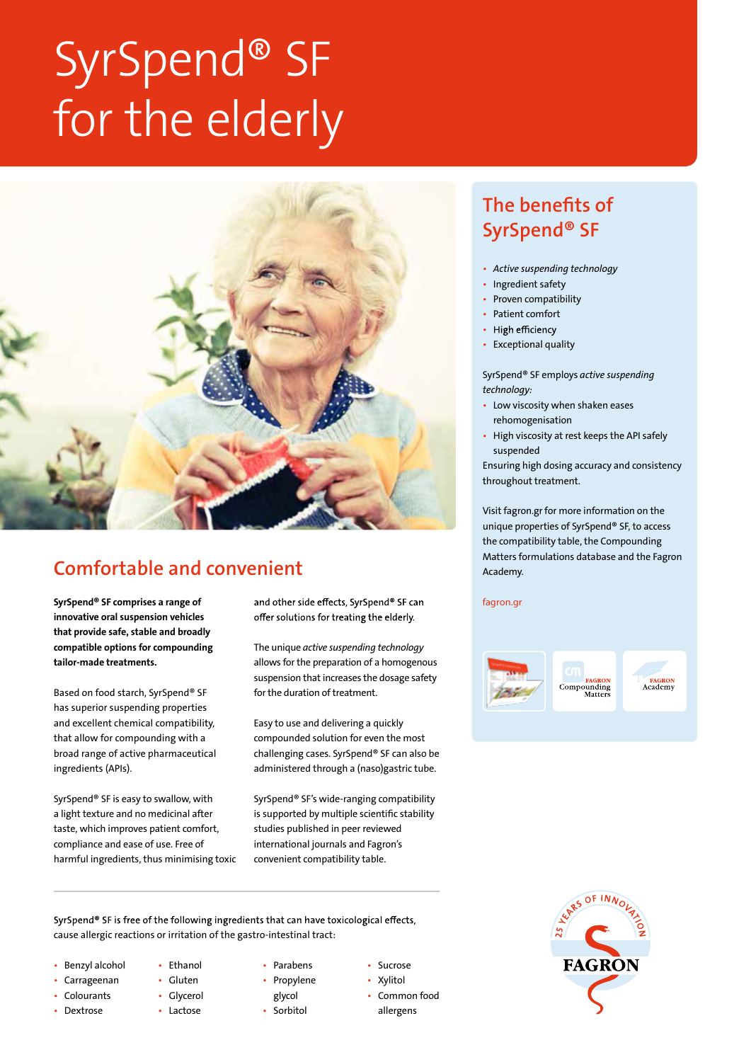# SyrSpend® SF for the elderly

## Comfortable and convenient

**SyrSpend® SF comprises a range of innovative oral suspension vehicles that provide safe, stable and broadly compatible options for compounding tailor-made treatments.**

Based on food starch, SyrSpend® SF has superior suspending properties and excellent chemical compatibility, that allow for compounding with a broad range of active pharmaceutical ingredients (APIs).

SyrSpend® SF is easy to swallow, with a light texture and no medicinal after taste, which improves patient comfort, compliance and ease of use. Free of harmful ingredients, thus minimising toxic and other side effects, SyrSpend® SF can offer solutions for treating the elderly.

The unique *active suspending technology* allows for the preparation of a homogenous suspension that increases the dosage safety for the duration of treatment.

Easy to use and delivering a quickly compounded solution for even the most challenging cases. SyrSpend® SF can also be administered through a (naso)gastric tube.

SyrSpend® SF's wide-ranging compatibility is supported by multiple scientific stability studies published in peer reviewed international journals and Fagron's convenient compatibility table.

SyrSpend® SF is free of the following ingredients that can have toxicological effects, cause allergic reactions or irritation of the gastro-intestinal tract:

- Benzyl alcohol
- Carrageenan
- Colourants
- Dextrose
- Ethanol
- Gluten
- Glycerol
- Lactose
- Parabens
- Propylene glycol
- Sorbitol
- Sucrose
- Xylitol
- Common food allergens

## The benefits of SyrSpend® SF

- *Active suspending technology*
- Ingredient safety
- Proven compatibility
- Patient comfort
- High efficiency
- Exceptional quality

SyrSpend® SF employs *active suspending technology:*

- Low viscosity when shaken eases rehomogenisation
- High viscosity at rest keeps the API safely suspended

Ensuring high dosing accuracy and consistency throughout treatment.

Visit fagron.gr for more information on the unique properties of SyrSpend® SF, to access the compatibility table, the Compounding Matters formulations database and the Fagron Academy.

fagron.gr

FAGRON Compounding Matters

FAGRON Academy

25 YEARS OF INNOVATION FAGRON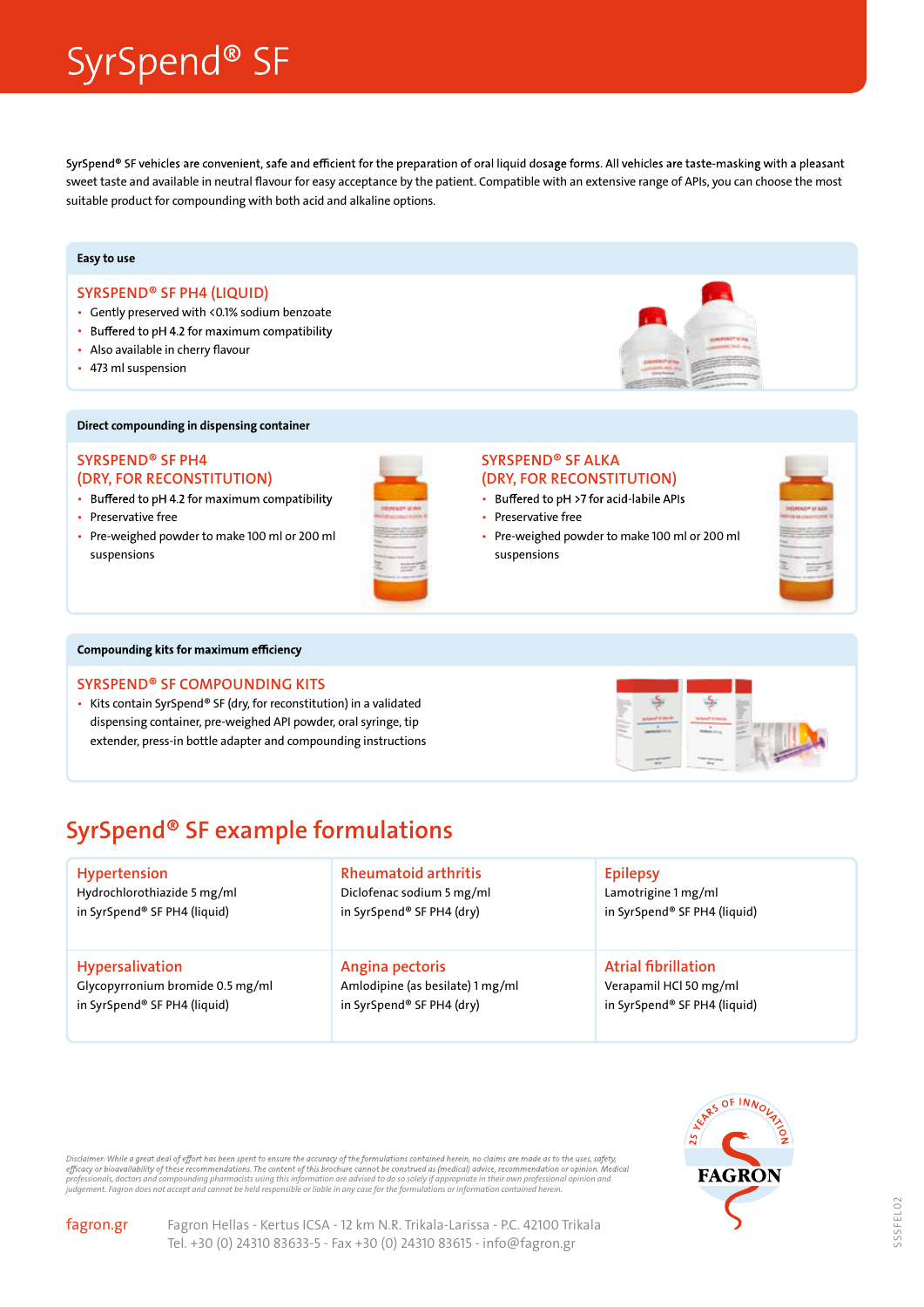# SyrSpend® SF

SyrSpend® SF vehicles are convenient, safe and efficient for the preparation of oral liquid dosage forms. All vehicles are taste-masking with a pleasant sweet taste and available in neutral flavour for easy acceptance by the patient. Compatible with an extensive range of APIs, you can choose the most suitable product for compounding with both acid and alkaline options.

**Easy to use**

### SYRSPEND® SF PH4 (LIQUID)

- Gently preserved with <0.1% sodium benzoate
- Buffered to pH 4.2 for maximum compatibility
- Also available in cherry flavour
- 473 ml suspension

**Direct compounding in dispensing container**

### SYRSPEND® SF PH4 (DRY, FOR RECONSTITUTION)

- Buffered to pH 4.2 for maximum compatibility
- Preservative free
- Pre-weighed powder to make 100 ml or 200 ml suspensions

### SYRSPEND® SF ALKA (DRY, FOR RECONSTITUTION)

- Buffered to pH >7 for acid-labile APIs
- Preservative free
- Pre-weighed powder to make 100 ml or 200 ml suspensions

**Compounding kits for maximum efficiency**

### SYRSPEND® SF COMPOUNDING KITS

- Kits contain SyrSpend® SF (dry, for reconstitution) in a validated dispensing container, pre-weighed API powder, oral syringe, tip extender, press-in bottle adapter and compounding instructions

## SyrSpend® SF example formulations

| | | |
|---|---|---|
| **Hypertension**<br>Hydrochlorothiazide 5 mg/ml<br>in SyrSpend® SF PH4 (liquid) | **Rheumatoid arthritis**<br>Diclofenac sodium 5 mg/ml<br>in SyrSpend® SF PH4 (dry) | **Epilepsy**<br>Lamotrigine 1 mg/ml<br>in SyrSpend® SF PH4 (liquid) |
| **Hypersalivation**<br>Glycopyrronium bromide 0.5 mg/ml<br>in SyrSpend® SF PH4 (liquid) | **Angina pectoris**<br>Amlodipine (as besilate) 1 mg/ml<br>in SyrSpend® SF PH4 (dry) | **Atrial fibrillation**<br>Verapamil HCl 50 mg/ml<br>in SyrSpend® SF PH4 (liquid) |

*Disclaimer: While a great deal of effort has been spent to ensure the accuracy of the formulations contained herein, no claims are made as to the uses, safety, efficacy or bioavailability of these recommendations. The content of this brochure cannot be construed as (medical) advice, recommendation or opinion. Medical professionals, doctors and compounding pharmacists using this information are advised to do so solely if appropriate in their own professional opinion and judgement. Fagron does not accept and cannot be held responsible or liable in any case for the formulations or information contained herein.*

25 YEARS OF INNOVATION

FAGRON

fagron.gr

Fagron Hellas - Kertus ICSA - 12 km N.R. Trikala-Larissa - P.C. 42100 Trikala
Tel. +30 (0) 24310 83633-5 - Fax +30 (0) 24310 83615 - info@fagron.gr

SSSFEL02